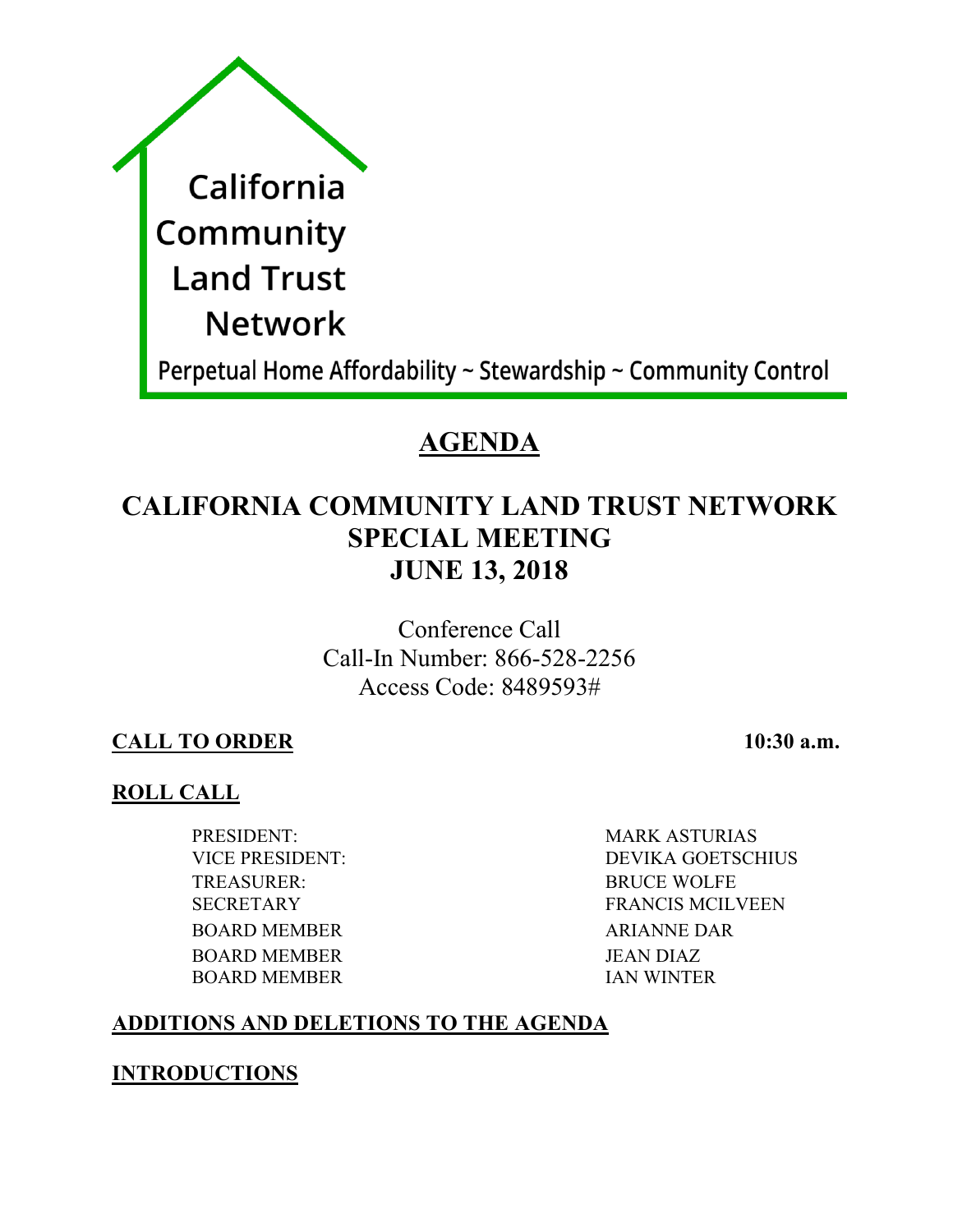California
Community
Land Trust
Network

Perpetual Home Affordability ~ Stewardship ~ Community Control

# AGENDA

## CALIFORNIA COMMUNITY LAND TRUST NETWORK SPECIAL MEETING JUNE 13, 2018

Conference Call
Call-In Number: 866-528-2256
Access Code: 8489593#

**CALL TO ORDER** **10:30 a.m.**

**ROLL CALL**

| | |
|---|---|
| PRESIDENT: | MARK ASTURIAS |
| VICE PRESIDENT: | DEVIKA GOETSCHIUS |
| TREASURER: | BRUCE WOLFE |
| SECRETARY | FRANCIS MCILVEEN |
| BOARD MEMBER | ARIANNE DAR |
| BOARD MEMBER | JEAN DIAZ |
| BOARD MEMBER | IAN WINTER |

**ADDITIONS AND DELETIONS TO THE AGENDA**

**INTRODUCTIONS**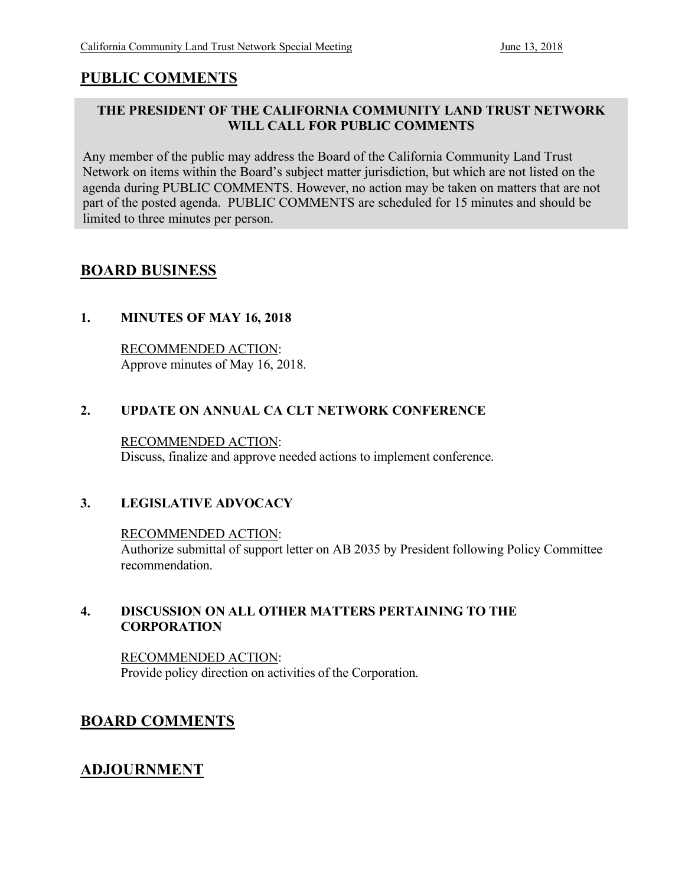## PUBLIC COMMENTS

**THE PRESIDENT OF THE CALIFORNIA COMMUNITY LAND TRUST NETWORK WILL CALL FOR PUBLIC COMMENTS**

Any member of the public may address the Board of the California Community Land Trust Network on items within the Board's subject matter jurisdiction, but which are not listed on the agenda during PUBLIC COMMENTS. However, no action may be taken on matters that are not part of the posted agenda. PUBLIC COMMENTS are scheduled for 15 minutes and should be limited to three minutes per person.

## BOARD BUSINESS

### 1. MINUTES OF MAY 16, 2018

RECOMMENDED ACTION:
Approve minutes of May 16, 2018.

### 2. UPDATE ON ANNUAL CA CLT NETWORK CONFERENCE

RECOMMENDED ACTION:
Discuss, finalize and approve needed actions to implement conference.

### 3. LEGISLATIVE ADVOCACY

RECOMMENDED ACTION:
Authorize submittal of support letter on AB 2035 by President following Policy Committee recommendation.

### 4. DISCUSSION ON ALL OTHER MATTERS PERTAINING TO THE CORPORATION

RECOMMENDED ACTION:
Provide policy direction on activities of the Corporation.

## BOARD COMMENTS

## ADJOURNMENT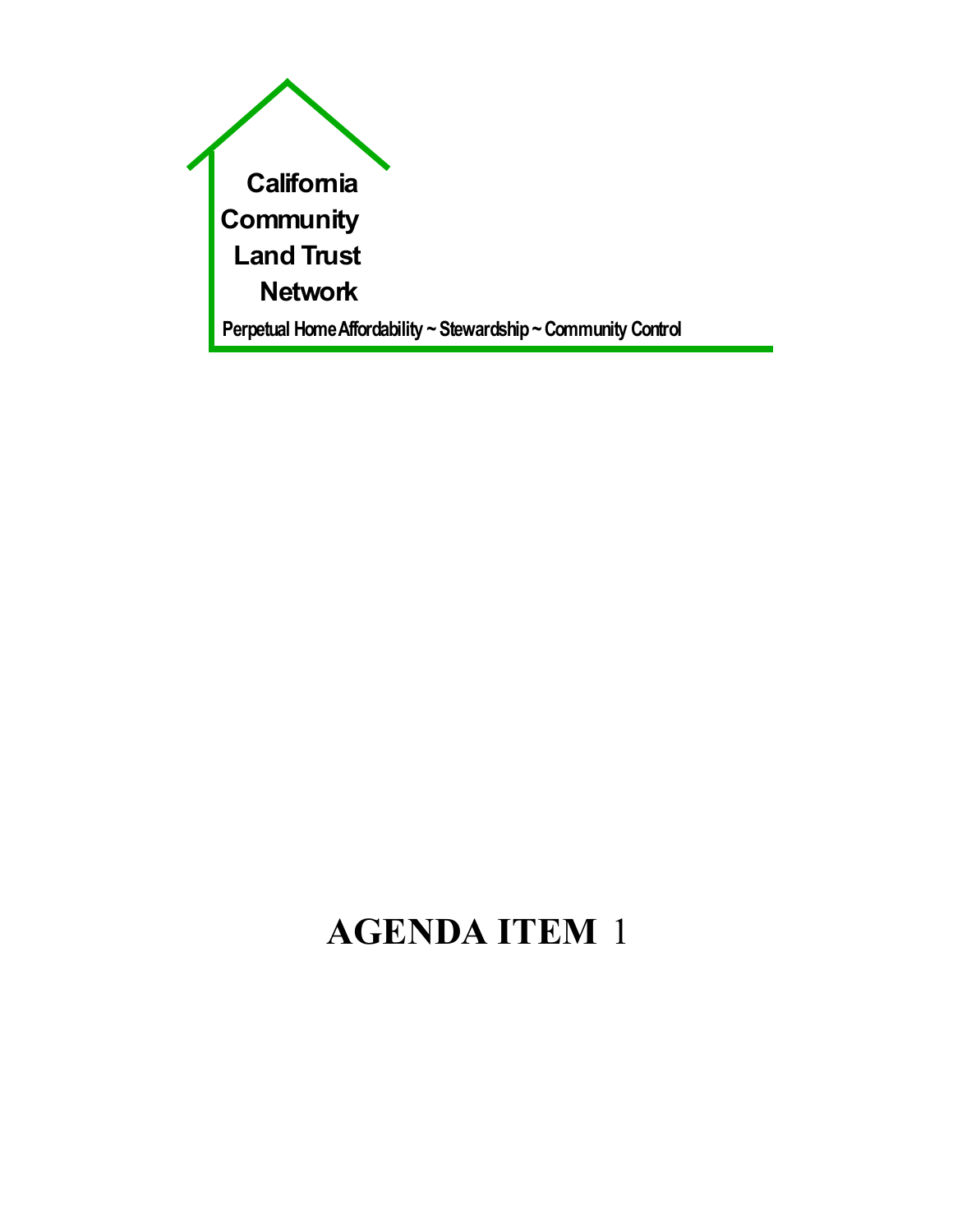California Community Land Trust Network

Perpetual Home Affordability ~ Stewardship ~ Community Control

# AGENDA ITEM 1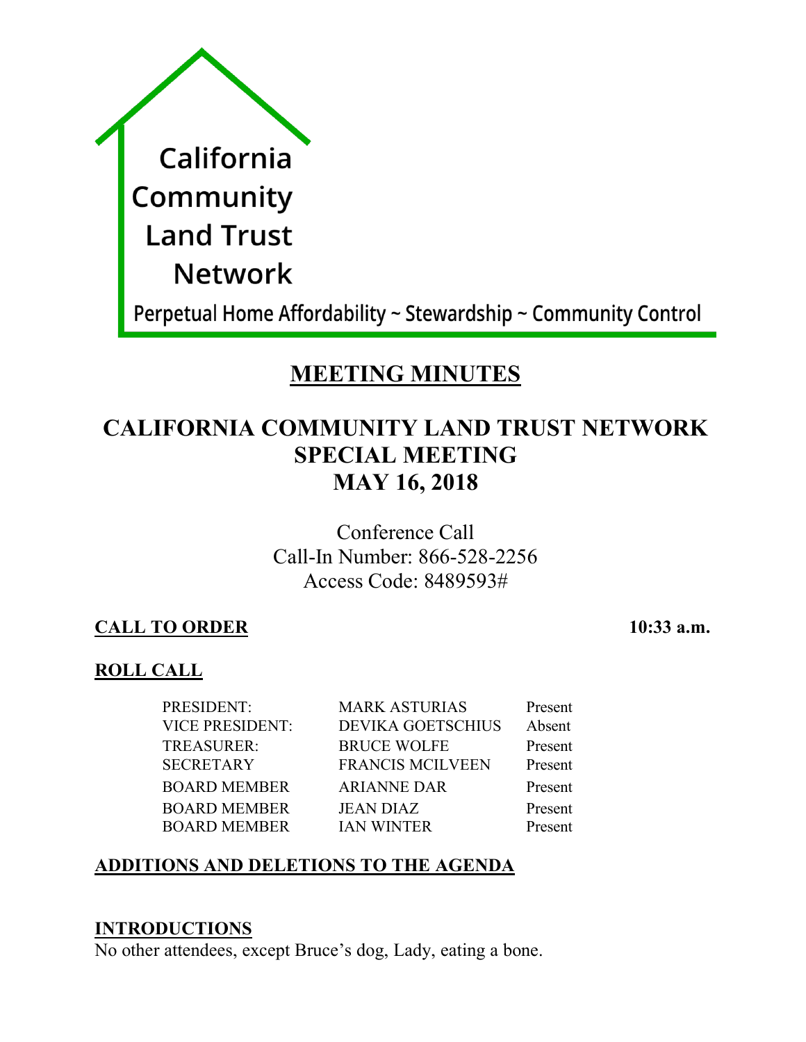California Community Land Trust Network

Perpetual Home Affordability ~ Stewardship ~ Community Control

# MEETING MINUTES

## CALIFORNIA COMMUNITY LAND TRUST NETWORK SPECIAL MEETING MAY 16, 2018

Conference Call
Call-In Number: 866-528-2256
Access Code: 8489593#

**CALL TO ORDER** **10:33 a.m.**

**ROLL CALL**

| | | |
|---|---|---|
| PRESIDENT: | MARK ASTURIAS | Present |
| VICE PRESIDENT: | DEVIKA GOETSCHIUS | Absent |
| TREASURER: | BRUCE WOLFE | Present |
| SECRETARY | FRANCIS MCILVEEN | Present |
| BOARD MEMBER | ARIANNE DAR | Present |
| BOARD MEMBER | JEAN DIAZ | Present |
| BOARD MEMBER | IAN WINTER | Present |

**ADDITIONS AND DELETIONS TO THE AGENDA**

**INTRODUCTIONS**

No other attendees, except Bruce's dog, Lady, eating a bone.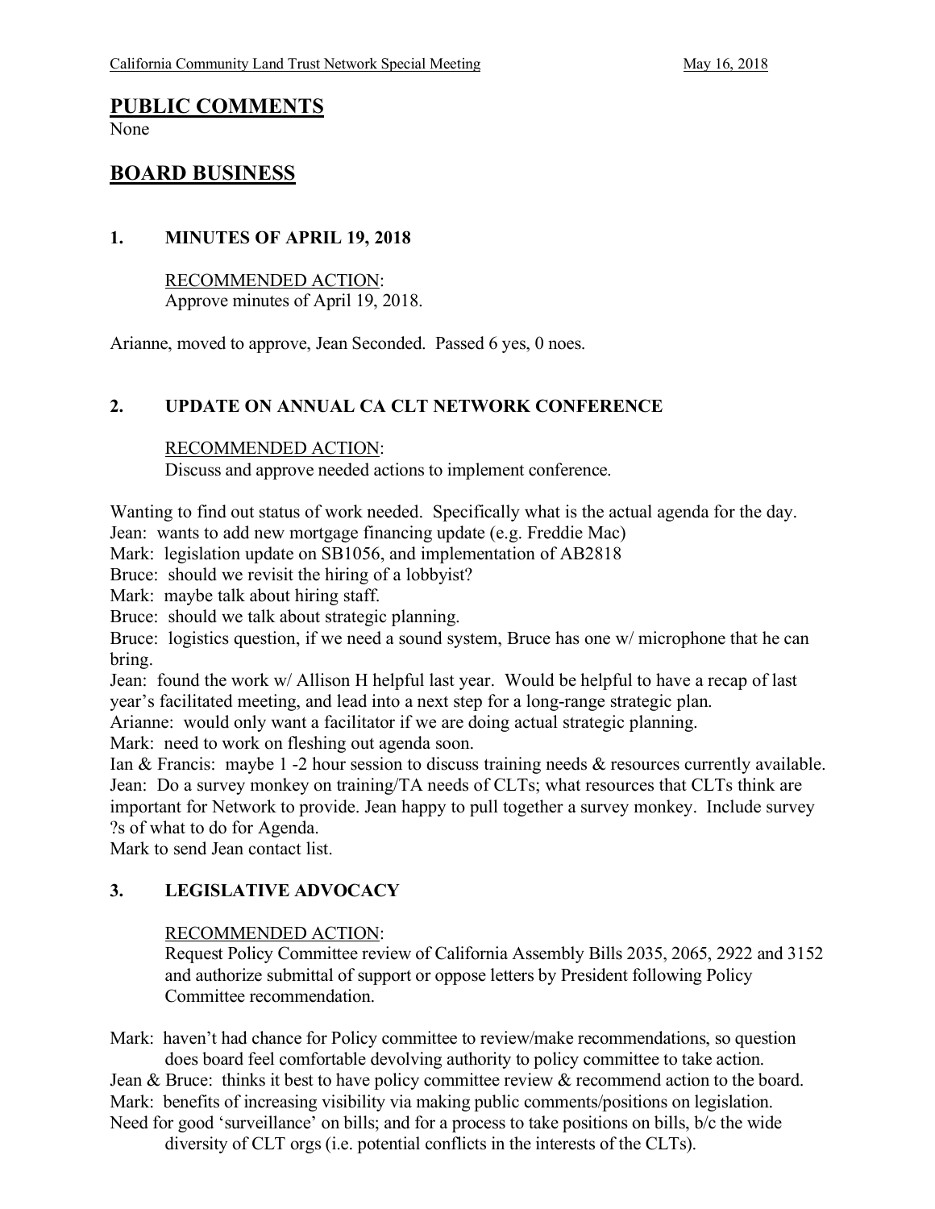## PUBLIC COMMENTS

None

## BOARD BUSINESS

### 1. MINUTES OF APRIL 19, 2018

RECOMMENDED ACTION:
Approve minutes of April 19, 2018.

Arianne, moved to approve, Jean Seconded. Passed 6 yes, 0 noes.

### 2. UPDATE ON ANNUAL CA CLT NETWORK CONFERENCE

RECOMMENDED ACTION:
Discuss and approve needed actions to implement conference.

Wanting to find out status of work needed. Specifically what is the actual agenda for the day.
Jean: wants to add new mortgage financing update (e.g. Freddie Mac)
Mark: legislation update on SB1056, and implementation of AB2818
Bruce: should we revisit the hiring of a lobbyist?
Mark: maybe talk about hiring staff.
Bruce: should we talk about strategic planning.
Bruce: logistics question, if we need a sound system, Bruce has one w/ microphone that he can bring.
Jean: found the work w/ Allison H helpful last year. Would be helpful to have a recap of last year's facilitated meeting, and lead into a next step for a long-range strategic plan.
Arianne: would only want a facilitator if we are doing actual strategic planning.
Mark: need to work on fleshing out agenda soon.
Ian & Francis: maybe 1 -2 hour session to discuss training needs & resources currently available.
Jean: Do a survey monkey on training/TA needs of CLTs; what resources that CLTs think are important for Network to provide. Jean happy to pull together a survey monkey. Include survey ?s of what to do for Agenda.
Mark to send Jean contact list.

### 3. LEGISLATIVE ADVOCACY

RECOMMENDED ACTION:
Request Policy Committee review of California Assembly Bills 2035, 2065, 2922 and 3152 and authorize submittal of support or oppose letters by President following Policy Committee recommendation.

Mark: haven't had chance for Policy committee to review/make recommendations, so question does board feel comfortable devolving authority to policy committee to take action.
Jean & Bruce: thinks it best to have policy committee review & recommend action to the board.
Mark: benefits of increasing visibility via making public comments/positions on legislation.
Need for good 'surveillance' on bills; and for a process to take positions on bills, b/c the wide diversity of CLT orgs (i.e. potential conflicts in the interests of the CLTs).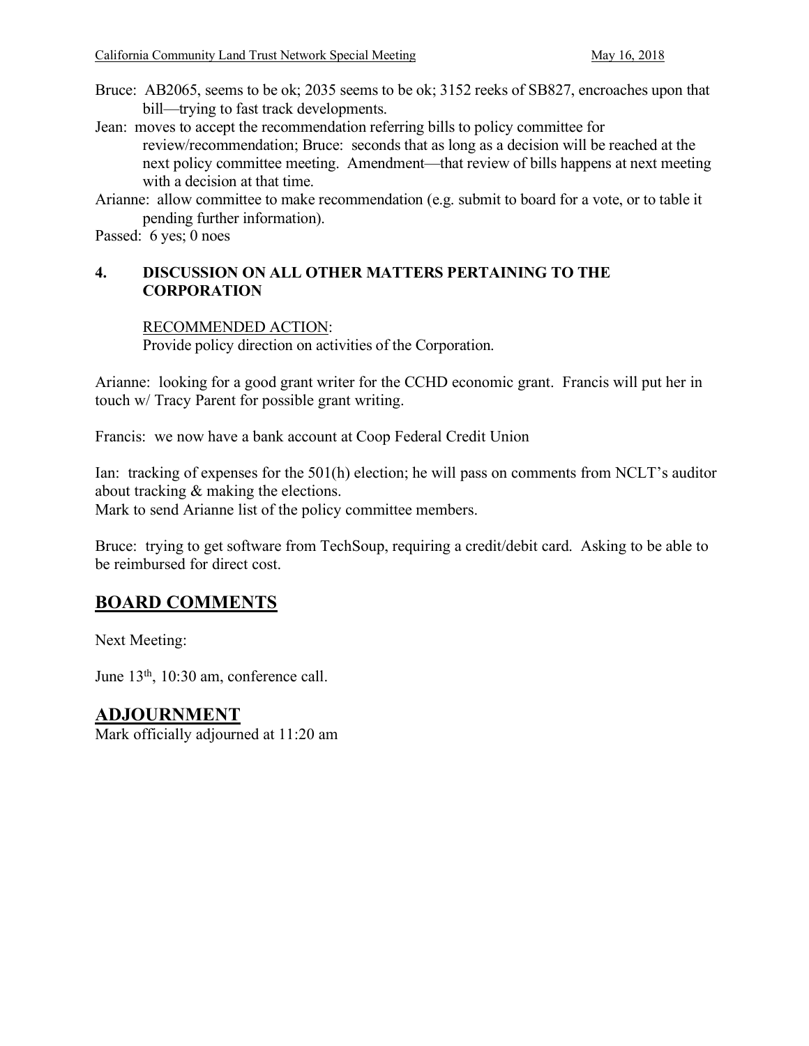Bruce: AB2065, seems to be ok; 2035 seems to be ok; 3152 reeks of SB827, encroaches upon that bill—trying to fast track developments.

Jean: moves to accept the recommendation referring bills to policy committee for review/recommendation; Bruce: seconds that as long as a decision will be reached at the next policy committee meeting. Amendment—that review of bills happens at next meeting with a decision at that time.

Arianne: allow committee to make recommendation (e.g. submit to board for a vote, or to table it pending further information).

Passed: 6 yes; 0 noes

### 4. DISCUSSION ON ALL OTHER MATTERS PERTAINING TO THE CORPORATION

RECOMMENDED ACTION:
Provide policy direction on activities of the Corporation.

Arianne: looking for a good grant writer for the CCHD economic grant. Francis will put her in touch w/ Tracy Parent for possible grant writing.

Francis: we now have a bank account at Coop Federal Credit Union

Ian: tracking of expenses for the 501(h) election; he will pass on comments from NCLT's auditor about tracking & making the elections.
Mark to send Arianne list of the policy committee members.

Bruce: trying to get software from TechSoup, requiring a credit/debit card. Asking to be able to be reimbursed for direct cost.

## BOARD COMMENTS

Next Meeting:

June 13th, 10:30 am, conference call.

## ADJOURNMENT

Mark officially adjourned at 11:20 am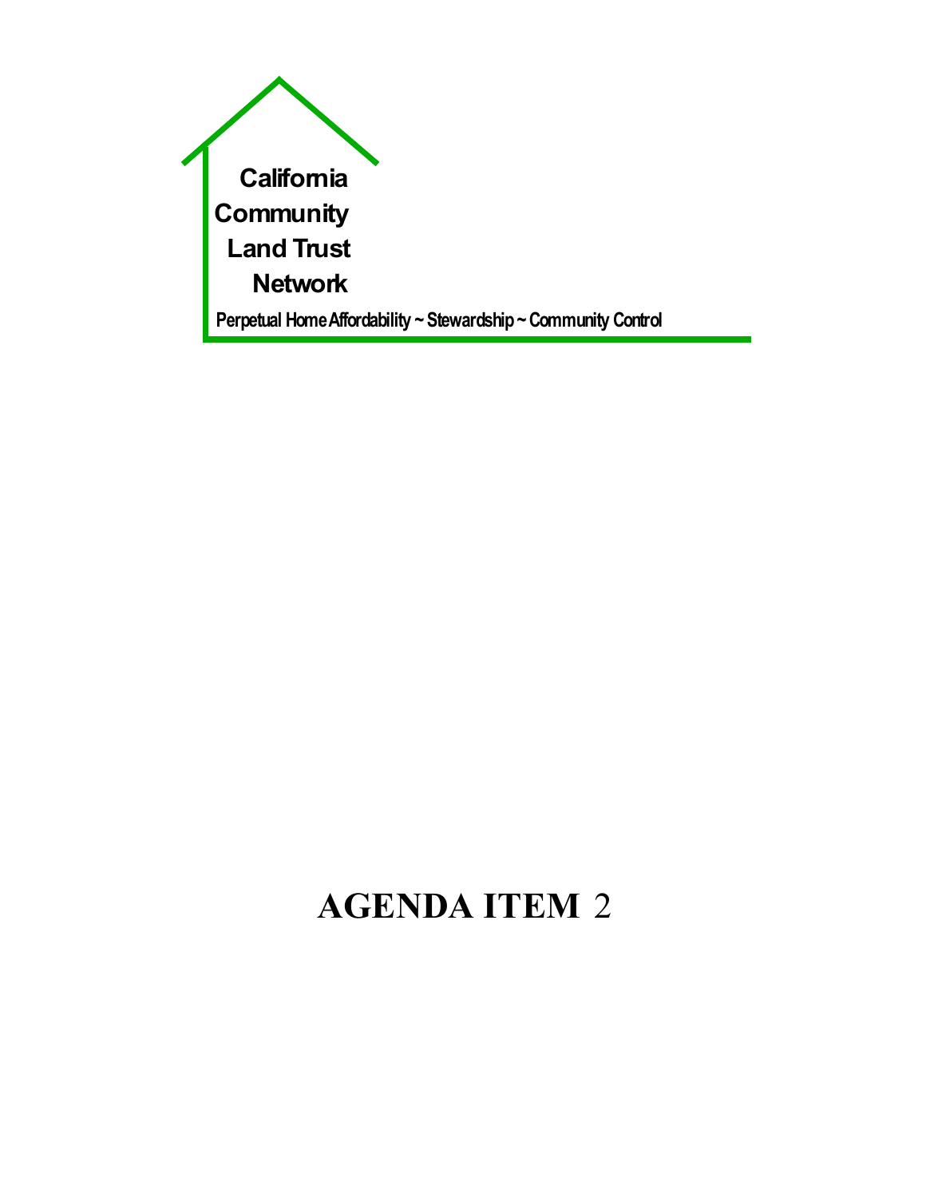California
Community
Land Trust
Network

Perpetual Home Affordability ~ Stewardship ~ Community Control

# AGENDA ITEM 2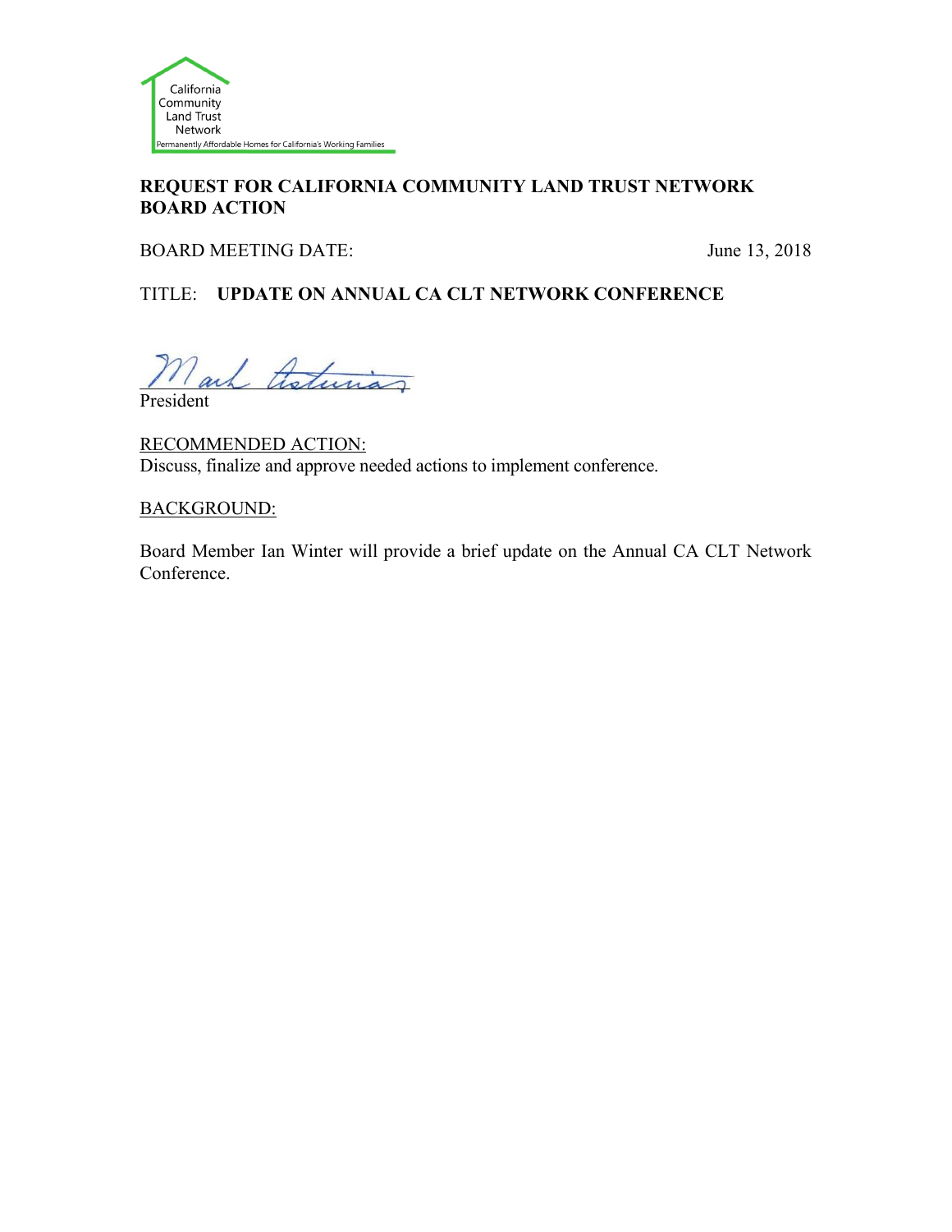California Community Land Trust Network

Permanently Affordable Homes for California's Working Families

## REQUEST FOR CALIFORNIA COMMUNITY LAND TRUST NETWORK BOARD ACTION

BOARD MEETING DATE: June 13, 2018

TITLE: **UPDATE ON ANNUAL CA CLT NETWORK CONFERENCE**

Mark Asturias

President

RECOMMENDED ACTION:

Discuss, finalize and approve needed actions to implement conference.

BACKGROUND:

Board Member Ian Winter will provide a brief update on the Annual CA CLT Network Conference.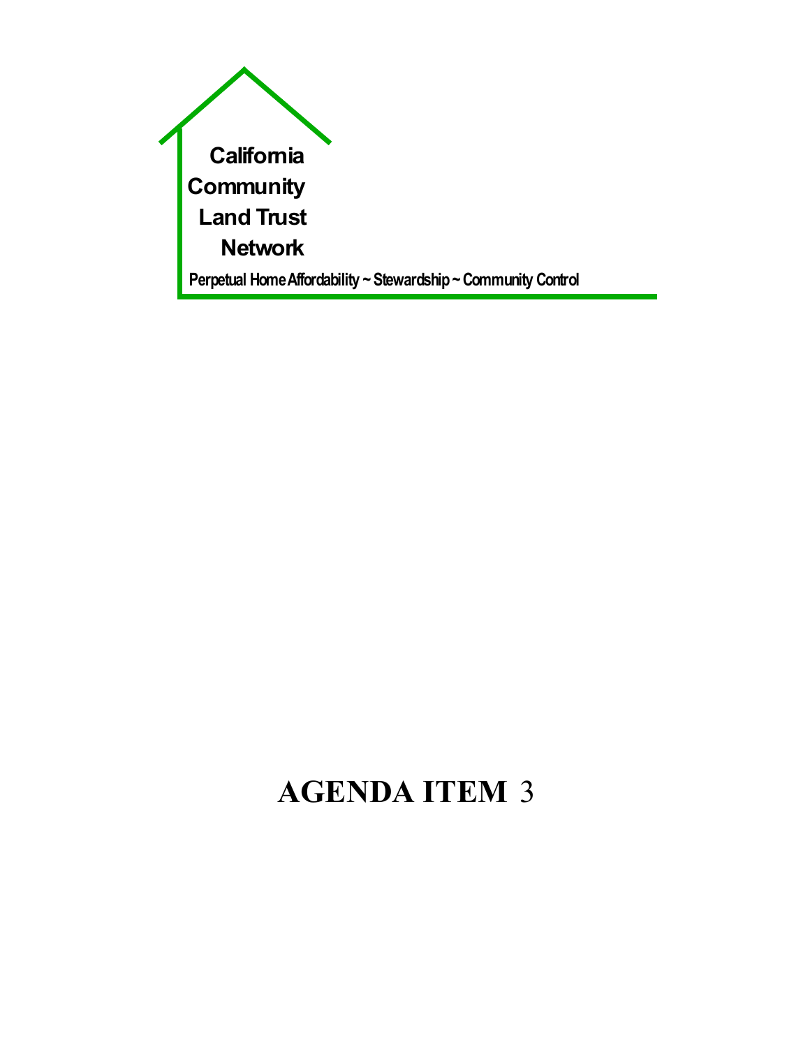California
Community
Land Trust
Network

Perpetual Home Affordability ~ Stewardship ~ Community Control

# AGENDA ITEM 3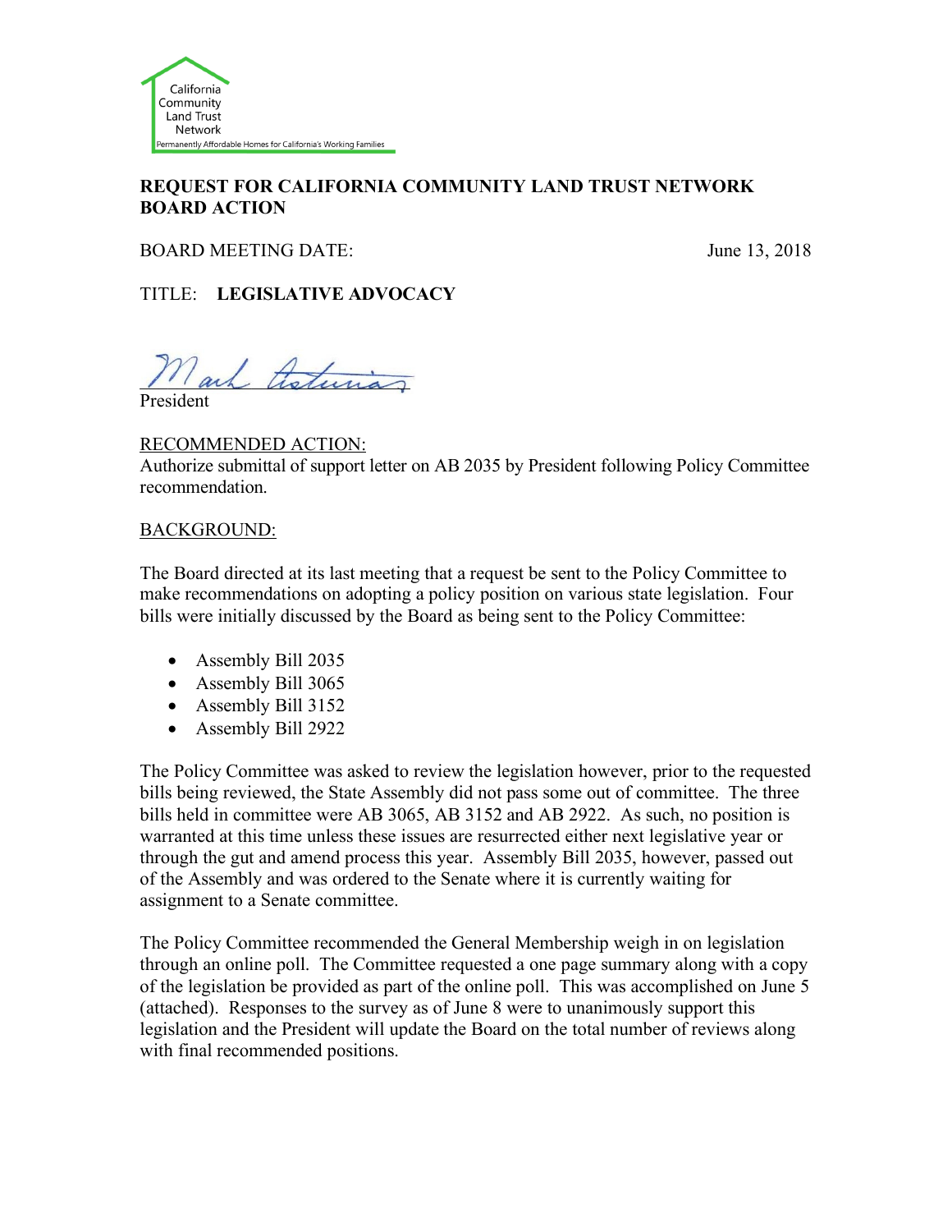California Community Land Trust Network

Permanently Affordable Homes for California's Working Families

**REQUEST FOR CALIFORNIA COMMUNITY LAND TRUST NETWORK BOARD ACTION**

BOARD MEETING DATE: June 13, 2018

TITLE: **LEGISLATIVE ADVOCACY**

President

RECOMMENDED ACTION:

Authorize submittal of support letter on AB 2035 by President following Policy Committee recommendation.

BACKGROUND:

The Board directed at its last meeting that a request be sent to the Policy Committee to make recommendations on adopting a policy position on various state legislation. Four bills were initially discussed by the Board as being sent to the Policy Committee:

- Assembly Bill 2035
- Assembly Bill 3065
- Assembly Bill 3152
- Assembly Bill 2922

The Policy Committee was asked to review the legislation however, prior to the requested bills being reviewed, the State Assembly did not pass some out of committee. The three bills held in committee were AB 3065, AB 3152 and AB 2922. As such, no position is warranted at this time unless these issues are resurrected either next legislative year or through the gut and amend process this year. Assembly Bill 2035, however, passed out of the Assembly and was ordered to the Senate where it is currently waiting for assignment to a Senate committee.

The Policy Committee recommended the General Membership weigh in on legislation through an online poll. The Committee requested a one page summary along with a copy of the legislation be provided as part of the online poll. This was accomplished on June 5 (attached). Responses to the survey as of June 8 were to unanimously support this legislation and the President will update the Board on the total number of reviews along with final recommended positions.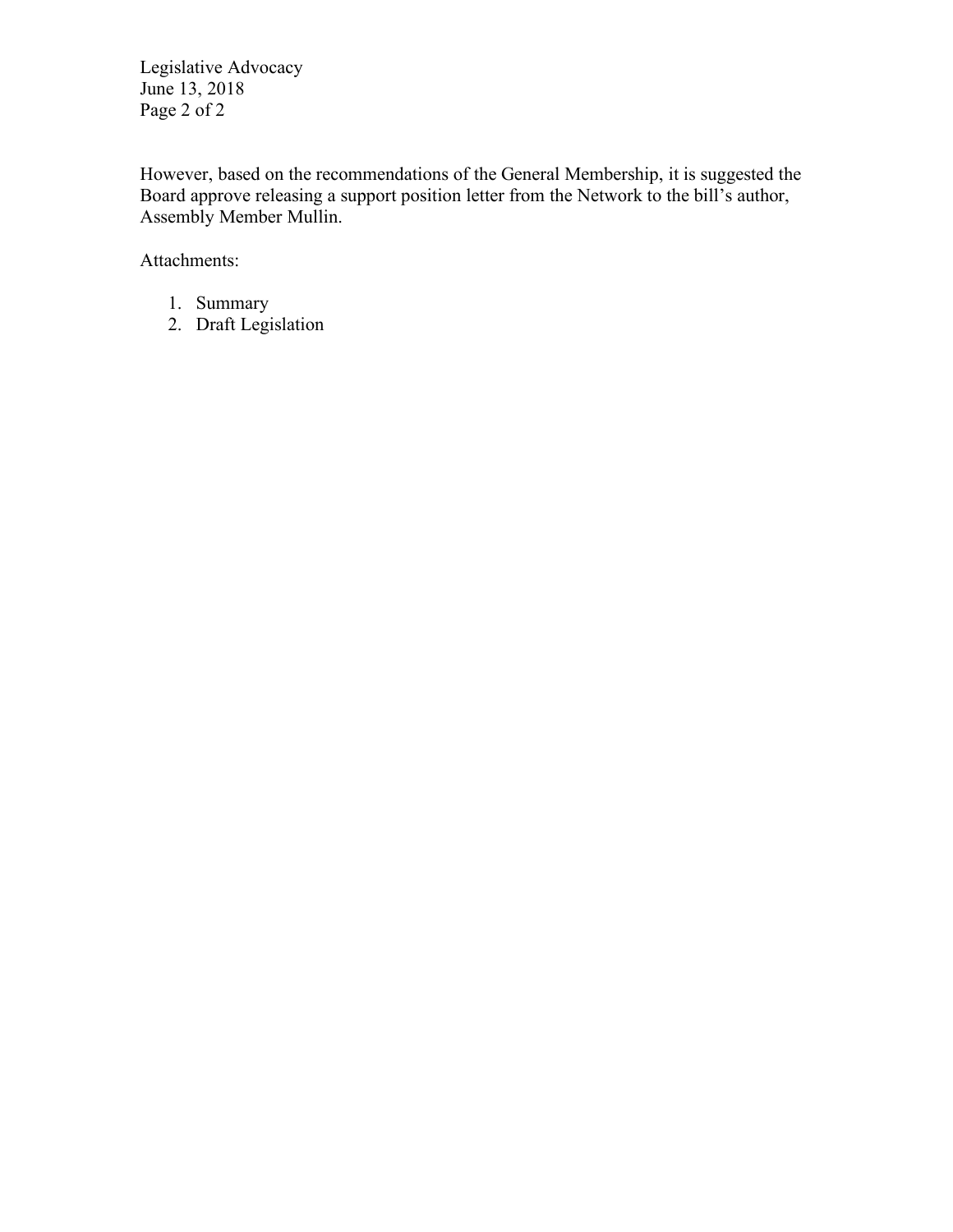However, based on the recommendations of the General Membership, it is suggested the Board approve releasing a support position letter from the Network to the bill's author, Assembly Member Mullin.

Attachments:

1. Summary
2. Draft Legislation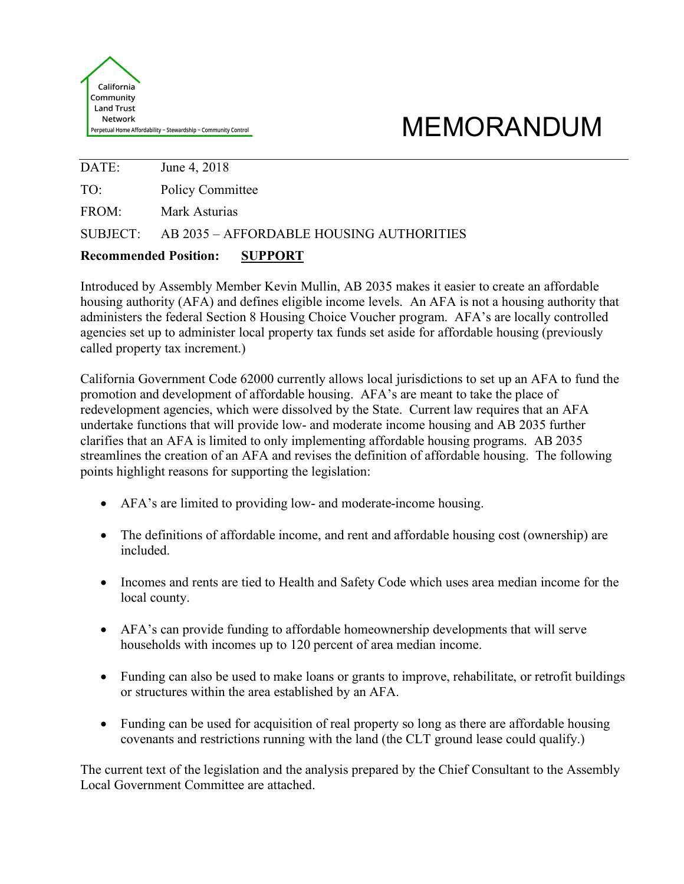California Community Land Trust Network

Perpetual Home Affordability ~ Stewardship ~ Community Control

# MEMORANDUM

DATE: June 4, 2018

TO: Policy Committee

FROM: Mark Asturias

SUBJECT: AB 2035 – AFFORDABLE HOUSING AUTHORITIES

**Recommended Position:** **SUPPORT**

Introduced by Assembly Member Kevin Mullin, AB 2035 makes it easier to create an affordable housing authority (AFA) and defines eligible income levels. An AFA is not a housing authority that administers the federal Section 8 Housing Choice Voucher program. AFA's are locally controlled agencies set up to administer local property tax funds set aside for affordable housing (previously called property tax increment.)

California Government Code 62000 currently allows local jurisdictions to set up an AFA to fund the promotion and development of affordable housing. AFA's are meant to take the place of redevelopment agencies, which were dissolved by the State. Current law requires that an AFA undertake functions that will provide low- and moderate income housing and AB 2035 further clarifies that an AFA is limited to only implementing affordable housing programs. AB 2035 streamlines the creation of an AFA and revises the definition of affordable housing. The following points highlight reasons for supporting the legislation:

- AFA's are limited to providing low- and moderate-income housing.
- The definitions of affordable income, and rent and affordable housing cost (ownership) are included.
- Incomes and rents are tied to Health and Safety Code which uses area median income for the local county.
- AFA's can provide funding to affordable homeownership developments that will serve households with incomes up to 120 percent of area median income.
- Funding can also be used to make loans or grants to improve, rehabilitate, or retrofit buildings or structures within the area established by an AFA.
- Funding can be used for acquisition of real property so long as there are affordable housing covenants and restrictions running with the land (the CLT ground lease could qualify.)

The current text of the legislation and the analysis prepared by the Chief Consultant to the Assembly Local Government Committee are attached.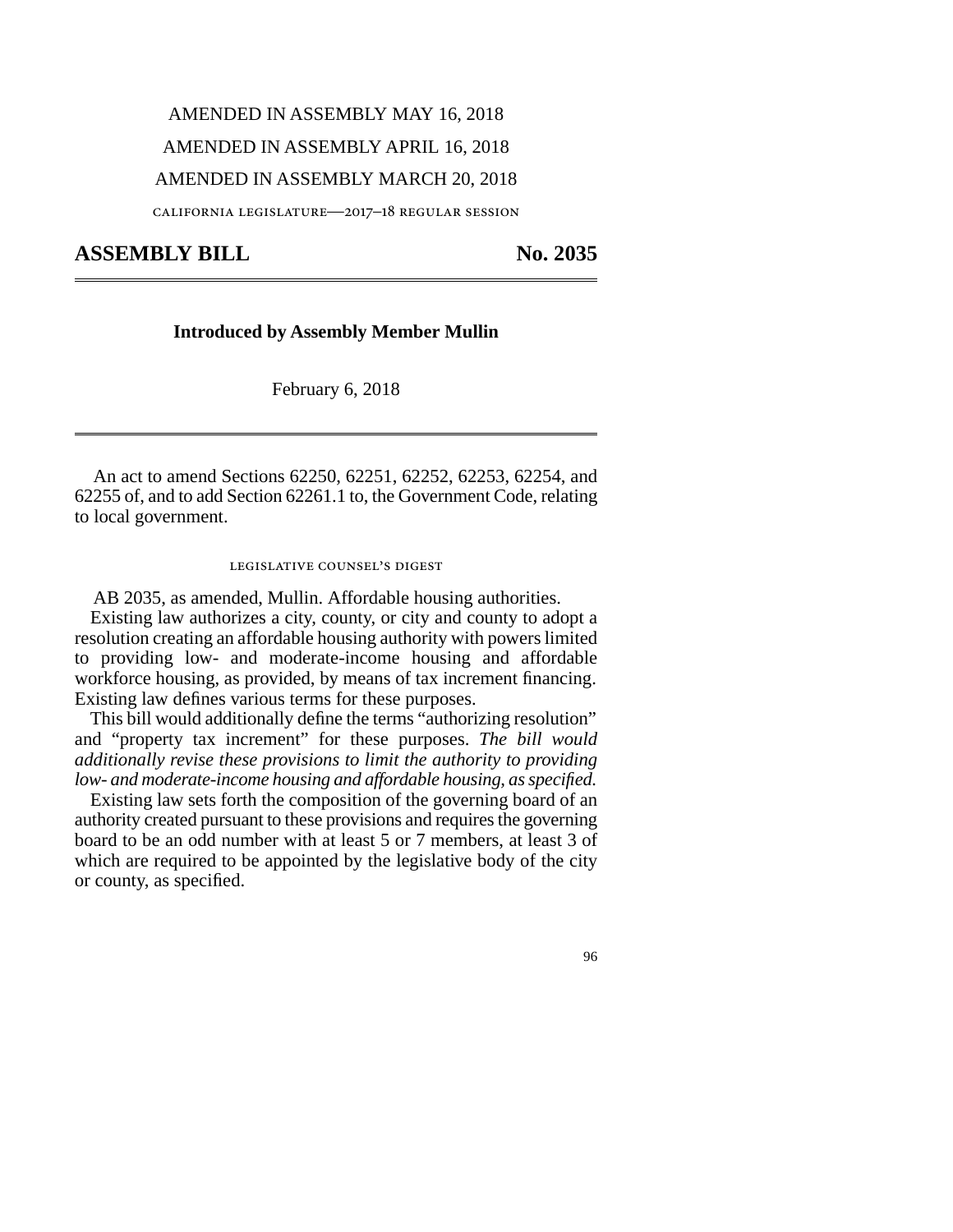AMENDED IN ASSEMBLY MAY 16, 2018

AMENDED IN ASSEMBLY APRIL 16, 2018

AMENDED IN ASSEMBLY MARCH 20, 2018

CALIFORNIA LEGISLATURE—2017–18 REGULAR SESSION

# ASSEMBLY BILL No. 2035

**Introduced by Assembly Member Mullin**

February 6, 2018

An act to amend Sections 62250, 62251, 62252, 62253, 62254, and 62255 of, and to add Section 62261.1 to, the Government Code, relating to local government.

LEGISLATIVE COUNSEL'S DIGEST

AB 2035, as amended, Mullin. Affordable housing authorities.

Existing law authorizes a city, county, or city and county to adopt a resolution creating an affordable housing authority with powers limited to providing low- and moderate-income housing and affordable workforce housing, as provided, by means of tax increment financing. Existing law defines various terms for these purposes.

This bill would additionally define the terms "authorizing resolution" and "property tax increment" for these purposes. *The bill would additionally revise these provisions to limit the authority to providing low- and moderate-income housing and affordable housing, as specified.*

Existing law sets forth the composition of the governing board of an authority created pursuant to these provisions and requires the governing board to be an odd number with at least 5 or 7 members, at least 3 of which are required to be appointed by the legislative body of the city or county, as specified.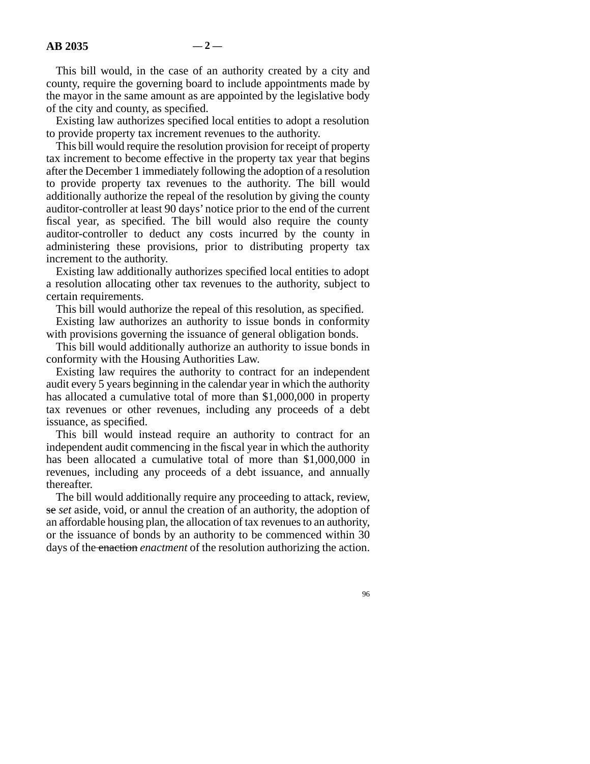This bill would, in the case of an authority created by a city and county, require the governing board to include appointments made by the mayor in the same amount as are appointed by the legislative body of the city and county, as specified.

Existing law authorizes specified local entities to adopt a resolution to provide property tax increment revenues to the authority.

This bill would require the resolution provision for receipt of property tax increment to become effective in the property tax year that begins after the December 1 immediately following the adoption of a resolution to provide property tax revenues to the authority. The bill would additionally authorize the repeal of the resolution by giving the county auditor-controller at least 90 days' notice prior to the end of the current fiscal year, as specified. The bill would also require the county auditor-controller to deduct any costs incurred by the county in administering these provisions, prior to distributing property tax increment to the authority.

Existing law additionally authorizes specified local entities to adopt a resolution allocating other tax revenues to the authority, subject to certain requirements.

This bill would authorize the repeal of this resolution, as specified.

Existing law authorizes an authority to issue bonds in conformity with provisions governing the issuance of general obligation bonds.

This bill would additionally authorize an authority to issue bonds in conformity with the Housing Authorities Law.

Existing law requires the authority to contract for an independent audit every 5 years beginning in the calendar year in which the authority has allocated a cumulative total of more than $1,000,000 in property tax revenues or other revenues, including any proceeds of a debt issuance, as specified.

This bill would instead require an authority to contract for an independent audit commencing in the fiscal year in which the authority has been allocated a cumulative total of more than $1,000,000 in revenues, including any proceeds of a debt issuance, and annually thereafter.

The bill would additionally require any proceeding to attack, review, ~~se~~ *set* aside, void, or annul the creation of an authority, the adoption of an affordable housing plan, the allocation of tax revenues to an authority, or the issuance of bonds by an authority to be commenced within 30 days of the ~~enaction~~ *enactment* of the resolution authorizing the action.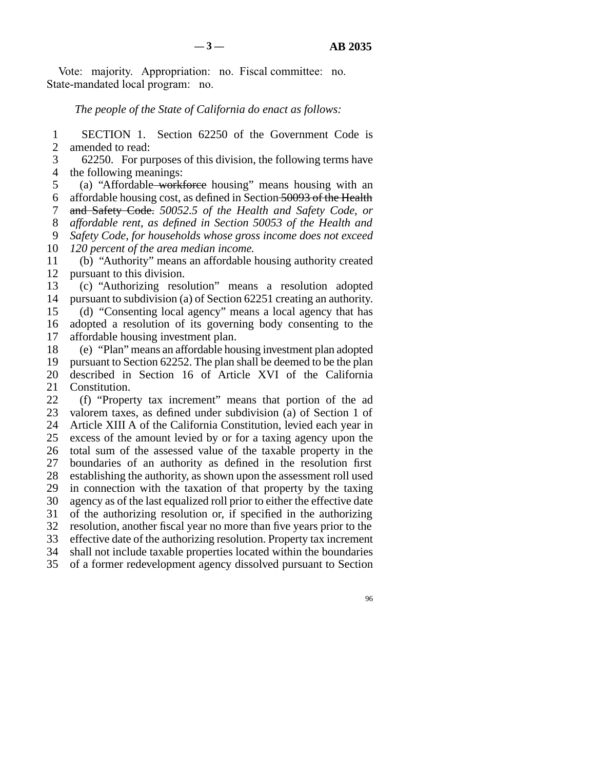Vote: majority. Appropriation: no. Fiscal committee: no. State-mandated local program: no.

*The people of the State of California do enact as follows:*

SECTION 1. Section 62250 of the Government Code is amended to read:

62250. For purposes of this division, the following terms have the following meanings:

(a) "Affordable ~~workforce~~ housing" means housing with an affordable housing cost, as defined in Section ~~50093 of the Health and Safety Code.~~ *50052.5 of the Health and Safety Code, or affordable rent, as defined in Section 50053 of the Health and Safety Code, for households whose gross income does not exceed 120 percent of the area median income.*

(b) "Authority" means an affordable housing authority created pursuant to this division.

(c) "Authorizing resolution" means a resolution adopted pursuant to subdivision (a) of Section 62251 creating an authority.

(d) "Consenting local agency" means a local agency that has adopted a resolution of its governing body consenting to the affordable housing investment plan.

(e) "Plan" means an affordable housing investment plan adopted pursuant to Section 62252. The plan shall be deemed to be the plan described in Section 16 of Article XVI of the California Constitution.

(f) "Property tax increment" means that portion of the ad valorem taxes, as defined under subdivision (a) of Section 1 of Article XIII A of the California Constitution, levied each year in excess of the amount levied by or for a taxing agency upon the total sum of the assessed value of the taxable property in the boundaries of an authority as defined in the resolution first establishing the authority, as shown upon the assessment roll used in connection with the taxation of that property by the taxing agency as of the last equalized roll prior to either the effective date of the authorizing resolution or, if specified in the authorizing resolution, another fiscal year no more than five years prior to the effective date of the authorizing resolution. Property tax increment shall not include taxable properties located within the boundaries of a former redevelopment agency dissolved pursuant to Section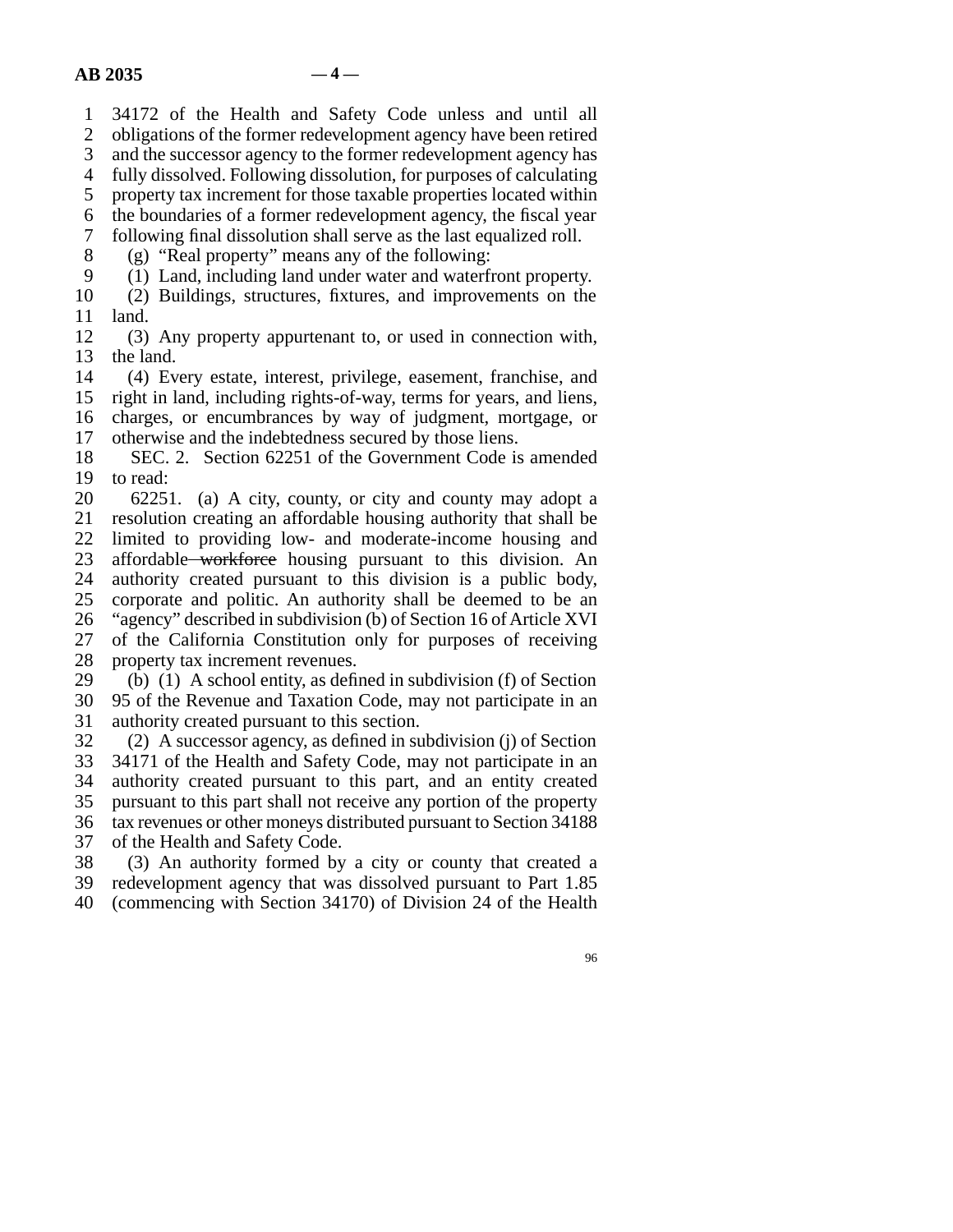34172 of the Health and Safety Code unless and until all obligations of the former redevelopment agency have been retired and the successor agency to the former redevelopment agency has fully dissolved. Following dissolution, for purposes of calculating property tax increment for those taxable properties located within the boundaries of a former redevelopment agency, the fiscal year following final dissolution shall serve as the last equalized roll.

(g) "Real property" means any of the following:

(1) Land, including land under water and waterfront property.

(2) Buildings, structures, fixtures, and improvements on the land.

(3) Any property appurtenant to, or used in connection with, the land.

(4) Every estate, interest, privilege, easement, franchise, and right in land, including rights-of-way, terms for years, and liens, charges, or encumbrances by way of judgment, mortgage, or otherwise and the indebtedness secured by those liens.

SEC. 2. Section 62251 of the Government Code is amended to read:

62251. (a) A city, county, or city and county may adopt a resolution creating an affordable housing authority that shall be limited to providing low- and moderate-income housing and affordable ~~workforce~~ housing pursuant to this division. An authority created pursuant to this division is a public body, corporate and politic. An authority shall be deemed to be an "agency" described in subdivision (b) of Section 16 of Article XVI of the California Constitution only for purposes of receiving property tax increment revenues.

(b) (1) A school entity, as defined in subdivision (f) of Section 95 of the Revenue and Taxation Code, may not participate in an authority created pursuant to this section.

(2) A successor agency, as defined in subdivision (j) of Section 34171 of the Health and Safety Code, may not participate in an authority created pursuant to this part, and an entity created pursuant to this part shall not receive any portion of the property tax revenues or other moneys distributed pursuant to Section 34188 of the Health and Safety Code.

(3) An authority formed by a city or county that created a redevelopment agency that was dissolved pursuant to Part 1.85 (commencing with Section 34170) of Division 24 of the Health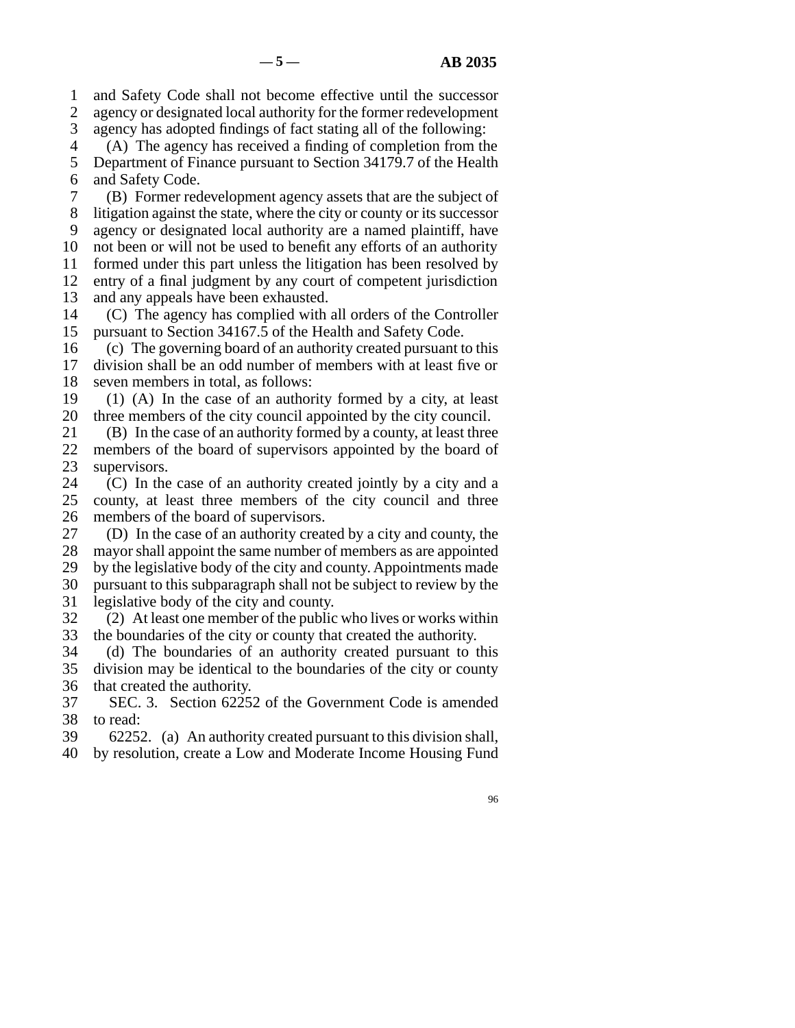and Safety Code shall not become effective until the successor agency or designated local authority for the former redevelopment agency has adopted findings of fact stating all of the following:

(A) The agency has received a finding of completion from the Department of Finance pursuant to Section 34179.7 of the Health and Safety Code.

(B) Former redevelopment agency assets that are the subject of litigation against the state, where the city or county or its successor agency or designated local authority are a named plaintiff, have not been or will not be used to benefit any efforts of an authority formed under this part unless the litigation has been resolved by entry of a final judgment by any court of competent jurisdiction and any appeals have been exhausted.

(C) The agency has complied with all orders of the Controller pursuant to Section 34167.5 of the Health and Safety Code.

(c) The governing board of an authority created pursuant to this division shall be an odd number of members with at least five or seven members in total, as follows:

(1) (A) In the case of an authority formed by a city, at least three members of the city council appointed by the city council.

(B) In the case of an authority formed by a county, at least three members of the board of supervisors appointed by the board of supervisors.

(C) In the case of an authority created jointly by a city and a county, at least three members of the city council and three members of the board of supervisors.

(D) In the case of an authority created by a city and county, the mayor shall appoint the same number of members as are appointed by the legislative body of the city and county. Appointments made pursuant to this subparagraph shall not be subject to review by the legislative body of the city and county.

(2) At least one member of the public who lives or works within the boundaries of the city or county that created the authority.

(d) The boundaries of an authority created pursuant to this division may be identical to the boundaries of the city or county that created the authority.

SEC. 3. Section 62252 of the Government Code is amended to read:

62252. (a) An authority created pursuant to this division shall, by resolution, create a Low and Moderate Income Housing Fund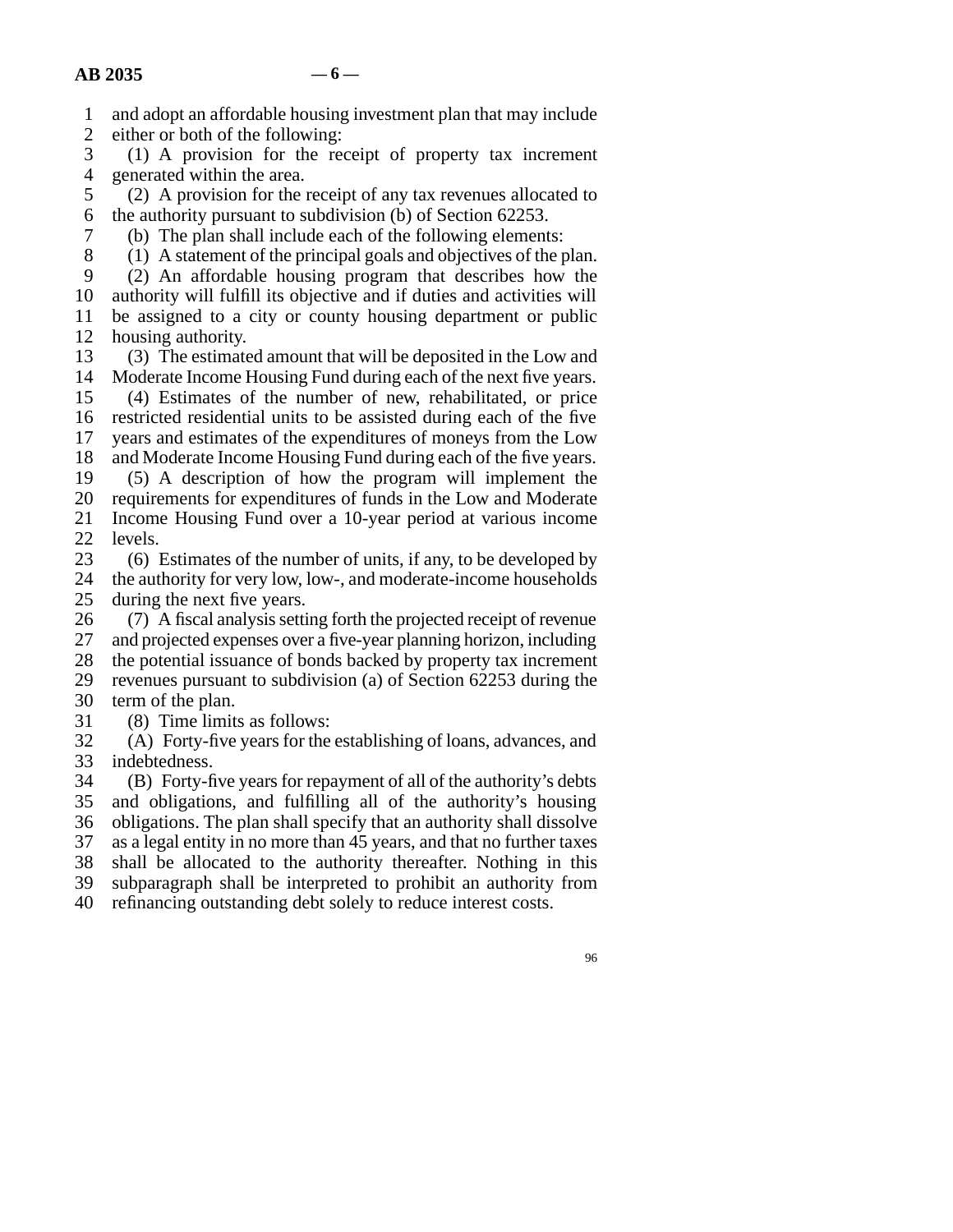and adopt an affordable housing investment plan that may include either or both of the following:

(1) A provision for the receipt of property tax increment generated within the area.

(2) A provision for the receipt of any tax revenues allocated to the authority pursuant to subdivision (b) of Section 62253.

(b) The plan shall include each of the following elements:

(1) A statement of the principal goals and objectives of the plan.

(2) An affordable housing program that describes how the authority will fulfill its objective and if duties and activities will be assigned to a city or county housing department or public housing authority.

(3) The estimated amount that will be deposited in the Low and Moderate Income Housing Fund during each of the next five years.

(4) Estimates of the number of new, rehabilitated, or price restricted residential units to be assisted during each of the five years and estimates of the expenditures of moneys from the Low and Moderate Income Housing Fund during each of the five years.

(5) A description of how the program will implement the requirements for expenditures of funds in the Low and Moderate Income Housing Fund over a 10-year period at various income levels.

(6) Estimates of the number of units, if any, to be developed by the authority for very low, low-, and moderate-income households during the next five years.

(7) A fiscal analysis setting forth the projected receipt of revenue and projected expenses over a five-year planning horizon, including the potential issuance of bonds backed by property tax increment revenues pursuant to subdivision (a) of Section 62253 during the term of the plan.

(8) Time limits as follows:

(A) Forty-five years for the establishing of loans, advances, and indebtedness.

(B) Forty-five years for repayment of all of the authority's debts and obligations, and fulfilling all of the authority's housing obligations. The plan shall specify that an authority shall dissolve as a legal entity in no more than 45 years, and that no further taxes shall be allocated to the authority thereafter. Nothing in this subparagraph shall be interpreted to prohibit an authority from refinancing outstanding debt solely to reduce interest costs.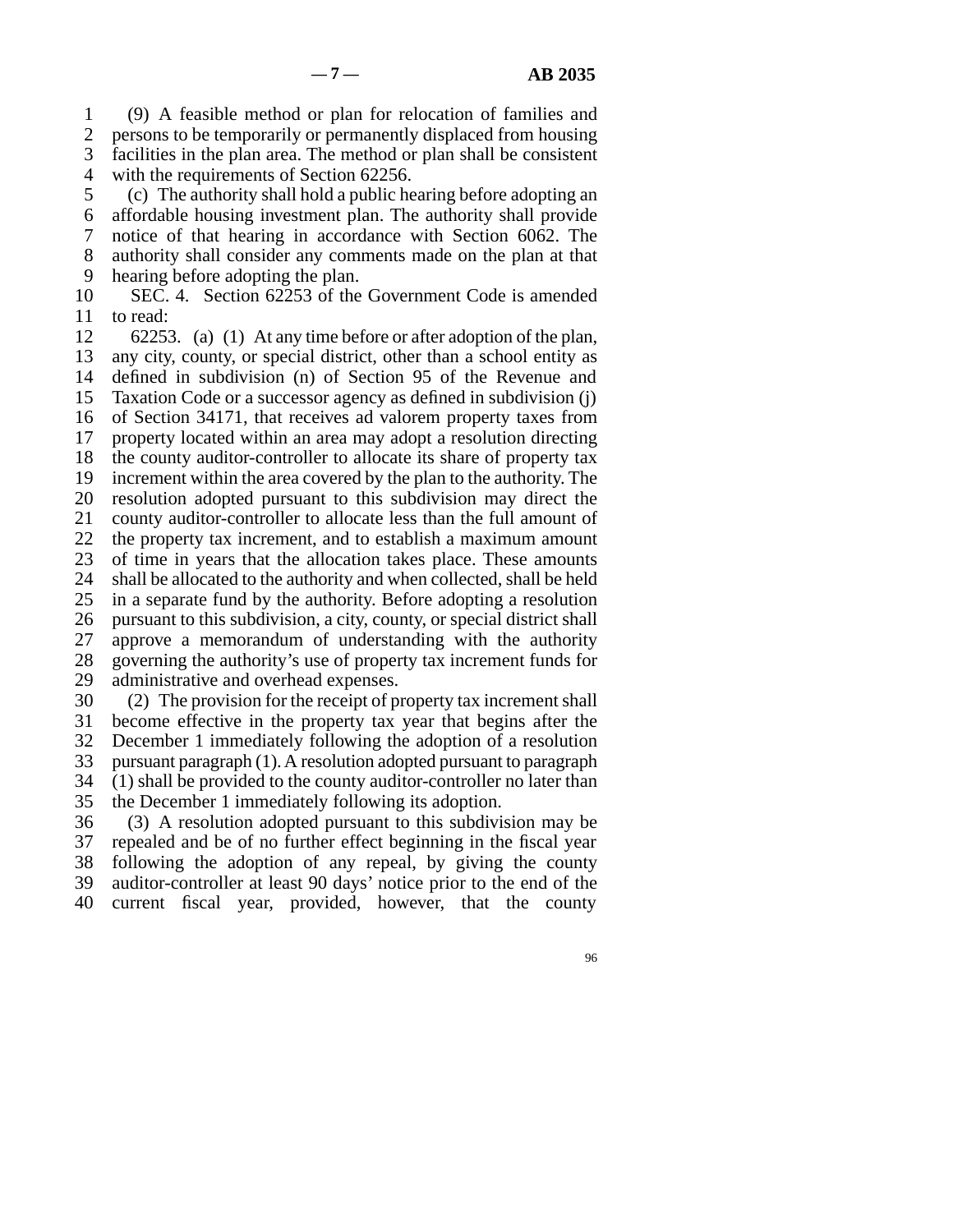(9) A feasible method or plan for relocation of families and persons to be temporarily or permanently displaced from housing facilities in the plan area. The method or plan shall be consistent with the requirements of Section 62256.

(c) The authority shall hold a public hearing before adopting an affordable housing investment plan. The authority shall provide notice of that hearing in accordance with Section 6062. The authority shall consider any comments made on the plan at that hearing before adopting the plan.

SEC. 4. Section 62253 of the Government Code is amended to read:

62253. (a) (1) At any time before or after adoption of the plan, any city, county, or special district, other than a school entity as defined in subdivision (n) of Section 95 of the Revenue and Taxation Code or a successor agency as defined in subdivision (j) of Section 34171, that receives ad valorem property taxes from property located within an area may adopt a resolution directing the county auditor-controller to allocate its share of property tax increment within the area covered by the plan to the authority. The resolution adopted pursuant to this subdivision may direct the county auditor-controller to allocate less than the full amount of the property tax increment, and to establish a maximum amount of time in years that the allocation takes place. These amounts shall be allocated to the authority and when collected, shall be held in a separate fund by the authority. Before adopting a resolution pursuant to this subdivision, a city, county, or special district shall approve a memorandum of understanding with the authority governing the authority's use of property tax increment funds for administrative and overhead expenses.

(2) The provision for the receipt of property tax increment shall become effective in the property tax year that begins after the December 1 immediately following the adoption of a resolution pursuant paragraph (1). A resolution adopted pursuant to paragraph (1) shall be provided to the county auditor-controller no later than the December 1 immediately following its adoption.

(3) A resolution adopted pursuant to this subdivision may be repealed and be of no further effect beginning in the fiscal year following the adoption of any repeal, by giving the county auditor-controller at least 90 days' notice prior to the end of the current fiscal year, provided, however, that the county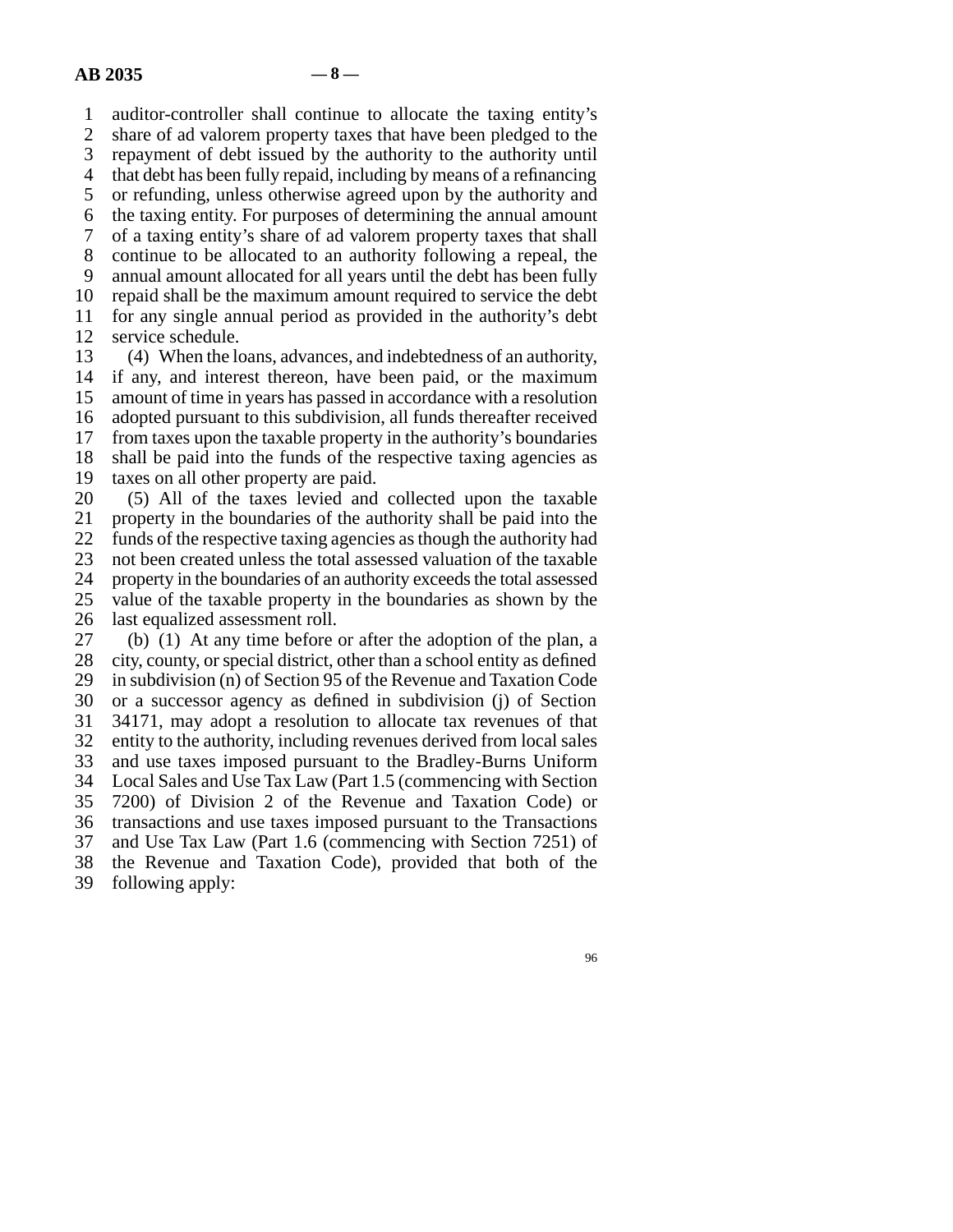auditor-controller shall continue to allocate the taxing entity's share of ad valorem property taxes that have been pledged to the repayment of debt issued by the authority to the authority until that debt has been fully repaid, including by means of a refinancing or refunding, unless otherwise agreed upon by the authority and the taxing entity. For purposes of determining the annual amount of a taxing entity's share of ad valorem property taxes that shall continue to be allocated to an authority following a repeal, the annual amount allocated for all years until the debt has been fully repaid shall be the maximum amount required to service the debt for any single annual period as provided in the authority's debt service schedule.

(4) When the loans, advances, and indebtedness of an authority, if any, and interest thereon, have been paid, or the maximum amount of time in years has passed in accordance with a resolution adopted pursuant to this subdivision, all funds thereafter received from taxes upon the taxable property in the authority's boundaries shall be paid into the funds of the respective taxing agencies as taxes on all other property are paid.

(5) All of the taxes levied and collected upon the taxable property in the boundaries of the authority shall be paid into the funds of the respective taxing agencies as though the authority had not been created unless the total assessed valuation of the taxable property in the boundaries of an authority exceeds the total assessed value of the taxable property in the boundaries as shown by the last equalized assessment roll.

(b) (1) At any time before or after the adoption of the plan, a city, county, or special district, other than a school entity as defined in subdivision (n) of Section 95 of the Revenue and Taxation Code or a successor agency as defined in subdivision (j) of Section 34171, may adopt a resolution to allocate tax revenues of that entity to the authority, including revenues derived from local sales and use taxes imposed pursuant to the Bradley-Burns Uniform Local Sales and Use Tax Law (Part 1.5 (commencing with Section 7200) of Division 2 of the Revenue and Taxation Code) or transactions and use taxes imposed pursuant to the Transactions and Use Tax Law (Part 1.6 (commencing with Section 7251) of the Revenue and Taxation Code), provided that both of the following apply: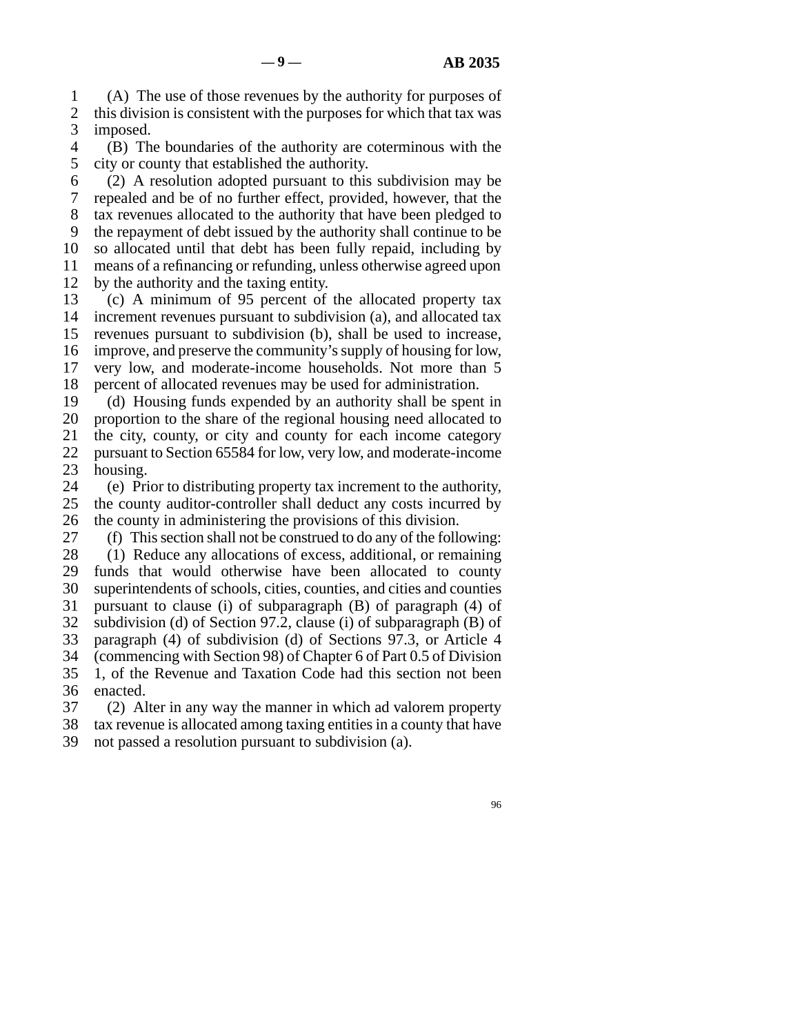(A) The use of those revenues by the authority for purposes of this division is consistent with the purposes for which that tax was imposed.

(B) The boundaries of the authority are coterminous with the city or county that established the authority.

(2) A resolution adopted pursuant to this subdivision may be repealed and be of no further effect, provided, however, that the tax revenues allocated to the authority that have been pledged to the repayment of debt issued by the authority shall continue to be so allocated until that debt has been fully repaid, including by means of a refinancing or refunding, unless otherwise agreed upon by the authority and the taxing entity.

(c) A minimum of 95 percent of the allocated property tax increment revenues pursuant to subdivision (a), and allocated tax revenues pursuant to subdivision (b), shall be used to increase, improve, and preserve the community's supply of housing for low, very low, and moderate-income households. Not more than 5 percent of allocated revenues may be used for administration.

(d) Housing funds expended by an authority shall be spent in proportion to the share of the regional housing need allocated to the city, county, or city and county for each income category pursuant to Section 65584 for low, very low, and moderate-income housing.

(e) Prior to distributing property tax increment to the authority, the county auditor-controller shall deduct any costs incurred by the county in administering the provisions of this division.

(f) This section shall not be construed to do any of the following:

(1) Reduce any allocations of excess, additional, or remaining funds that would otherwise have been allocated to county superintendents of schools, cities, counties, and cities and counties pursuant to clause (i) of subparagraph (B) of paragraph (4) of subdivision (d) of Section 97.2, clause (i) of subparagraph (B) of paragraph (4) of subdivision (d) of Sections 97.3, or Article 4 (commencing with Section 98) of Chapter 6 of Part 0.5 of Division 1, of the Revenue and Taxation Code had this section not been enacted.

(2) Alter in any way the manner in which ad valorem property tax revenue is allocated among taxing entities in a county that have not passed a resolution pursuant to subdivision (a).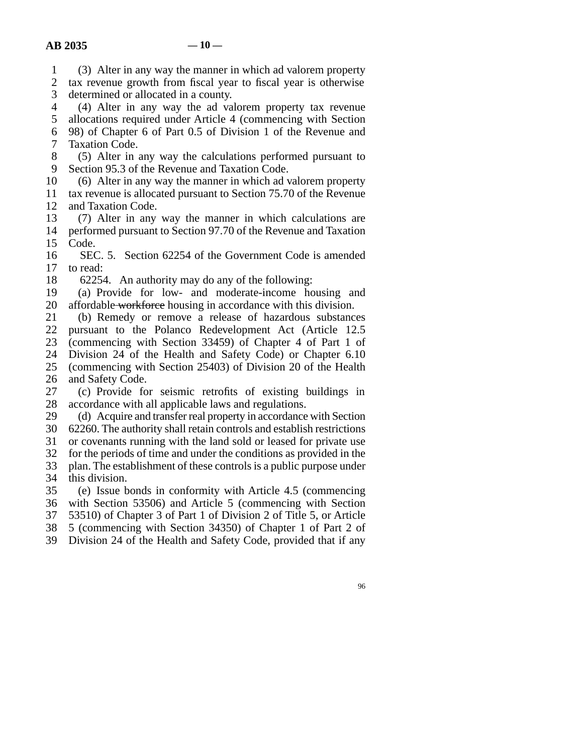(3) Alter in any way the manner in which ad valorem property tax revenue growth from fiscal year to fiscal year is otherwise determined or allocated in a county.

(4) Alter in any way the ad valorem property tax revenue allocations required under Article 4 (commencing with Section 98) of Chapter 6 of Part 0.5 of Division 1 of the Revenue and Taxation Code.

(5) Alter in any way the calculations performed pursuant to Section 95.3 of the Revenue and Taxation Code.

(6) Alter in any way the manner in which ad valorem property tax revenue is allocated pursuant to Section 75.70 of the Revenue and Taxation Code.

(7) Alter in any way the manner in which calculations are performed pursuant to Section 97.70 of the Revenue and Taxation Code.

SEC. 5. Section 62254 of the Government Code is amended to read:

62254. An authority may do any of the following:

(a) Provide for low- and moderate-income housing and affordable ~~workforce~~ housing in accordance with this division.

(b) Remedy or remove a release of hazardous substances pursuant to the Polanco Redevelopment Act (Article 12.5 (commencing with Section 33459) of Chapter 4 of Part 1 of Division 24 of the Health and Safety Code) or Chapter 6.10 (commencing with Section 25403) of Division 20 of the Health and Safety Code.

(c) Provide for seismic retrofits of existing buildings in accordance with all applicable laws and regulations.

(d) Acquire and transfer real property in accordance with Section 62260. The authority shall retain controls and establish restrictions or covenants running with the land sold or leased for private use for the periods of time and under the conditions as provided in the plan. The establishment of these controls is a public purpose under this division.

(e) Issue bonds in conformity with Article 4.5 (commencing with Section 53506) and Article 5 (commencing with Section 53510) of Chapter 3 of Part 1 of Division 2 of Title 5, or Article 5 (commencing with Section 34350) of Chapter 1 of Part 2 of Division 24 of the Health and Safety Code, provided that if any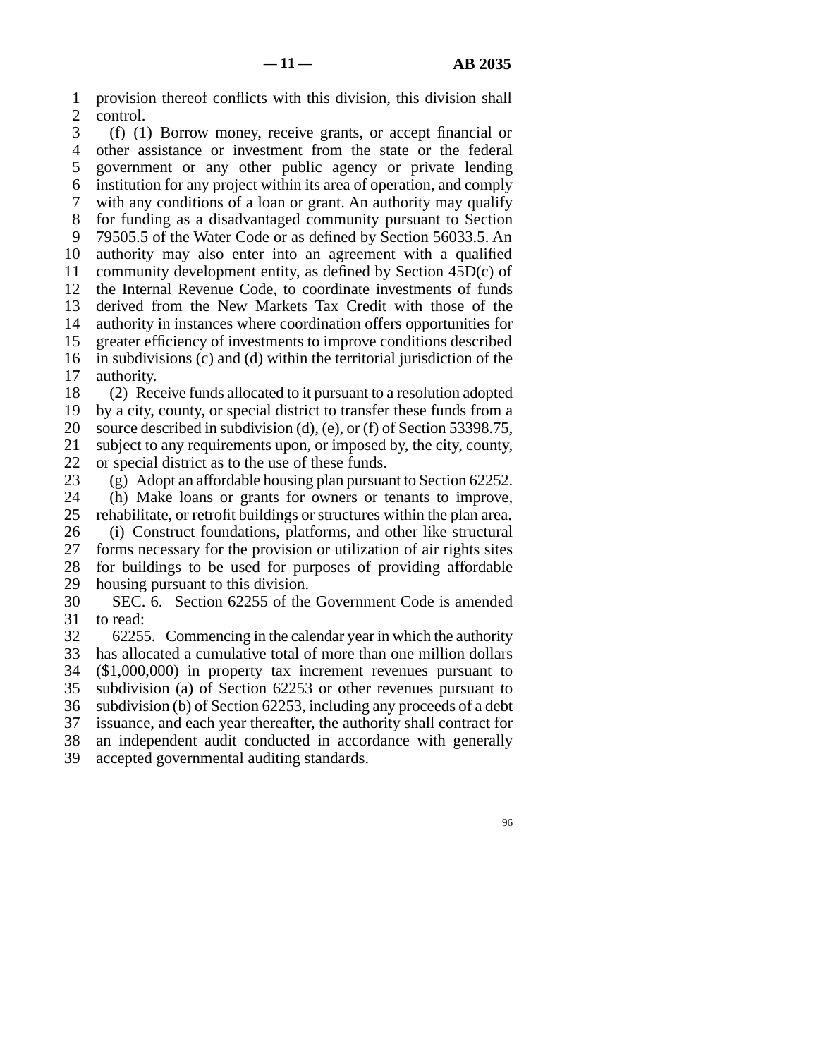provision thereof conflicts with this division, this division shall control.

(f) (1) Borrow money, receive grants, or accept financial or other assistance or investment from the state or the federal government or any other public agency or private lending institution for any project within its area of operation, and comply with any conditions of a loan or grant. An authority may qualify for funding as a disadvantaged community pursuant to Section 79505.5 of the Water Code or as defined by Section 56033.5. An authority may also enter into an agreement with a qualified community development entity, as defined by Section 45D(c) of the Internal Revenue Code, to coordinate investments of funds derived from the New Markets Tax Credit with those of the authority in instances where coordination offers opportunities for greater efficiency of investments to improve conditions described in subdivisions (c) and (d) within the territorial jurisdiction of the authority.

(2) Receive funds allocated to it pursuant to a resolution adopted by a city, county, or special district to transfer these funds from a source described in subdivision (d), (e), or (f) of Section 53398.75, subject to any requirements upon, or imposed by, the city, county, or special district as to the use of these funds.

(g) Adopt an affordable housing plan pursuant to Section 62252.

(h) Make loans or grants for owners or tenants to improve, rehabilitate, or retrofit buildings or structures within the plan area.

(i) Construct foundations, platforms, and other like structural forms necessary for the provision or utilization of air rights sites for buildings to be used for purposes of providing affordable housing pursuant to this division.

SEC. 6. Section 62255 of the Government Code is amended to read:

62255. Commencing in the calendar year in which the authority has allocated a cumulative total of more than one million dollars ($1,000,000) in property tax increment revenues pursuant to subdivision (a) of Section 62253 or other revenues pursuant to subdivision (b) of Section 62253, including any proceeds of a debt issuance, and each year thereafter, the authority shall contract for an independent audit conducted in accordance with generally accepted governmental auditing standards.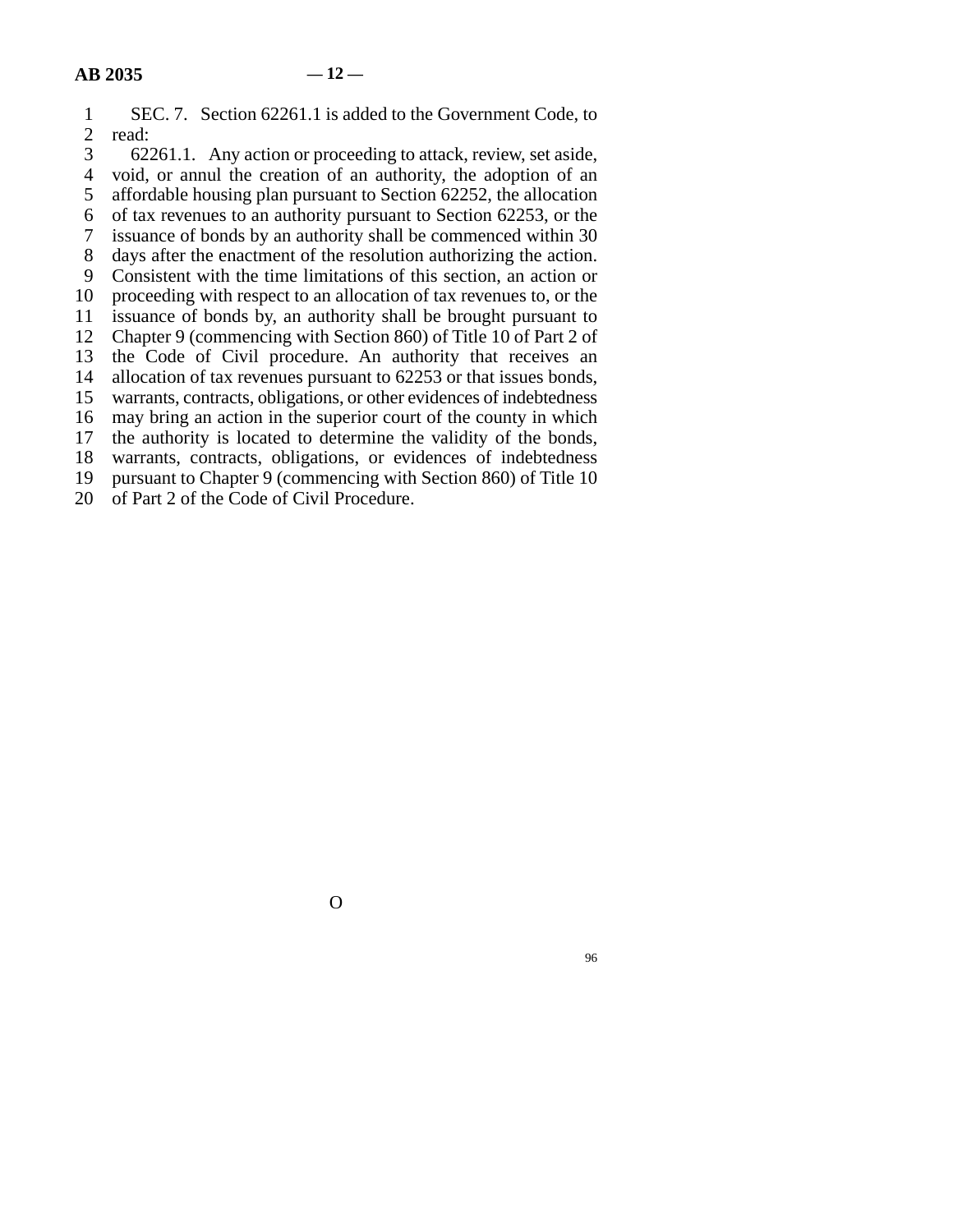SEC. 7. Section 62261.1 is added to the Government Code, to read:

62261.1. Any action or proceeding to attack, review, set aside, void, or annul the creation of an authority, the adoption of an affordable housing plan pursuant to Section 62252, the allocation of tax revenues to an authority pursuant to Section 62253, or the issuance of bonds by an authority shall be commenced within 30 days after the enactment of the resolution authorizing the action. Consistent with the time limitations of this section, an action or proceeding with respect to an allocation of tax revenues to, or the issuance of bonds by, an authority shall be brought pursuant to Chapter 9 (commencing with Section 860) of Title 10 of Part 2 of the Code of Civil procedure. An authority that receives an allocation of tax revenues pursuant to 62253 or that issues bonds, warrants, contracts, obligations, or other evidences of indebtedness may bring an action in the superior court of the county in which the authority is located to determine the validity of the bonds, warrants, contracts, obligations, or evidences of indebtedness pursuant to Chapter 9 (commencing with Section 860) of Title 10 of Part 2 of the Code of Civil Procedure.

O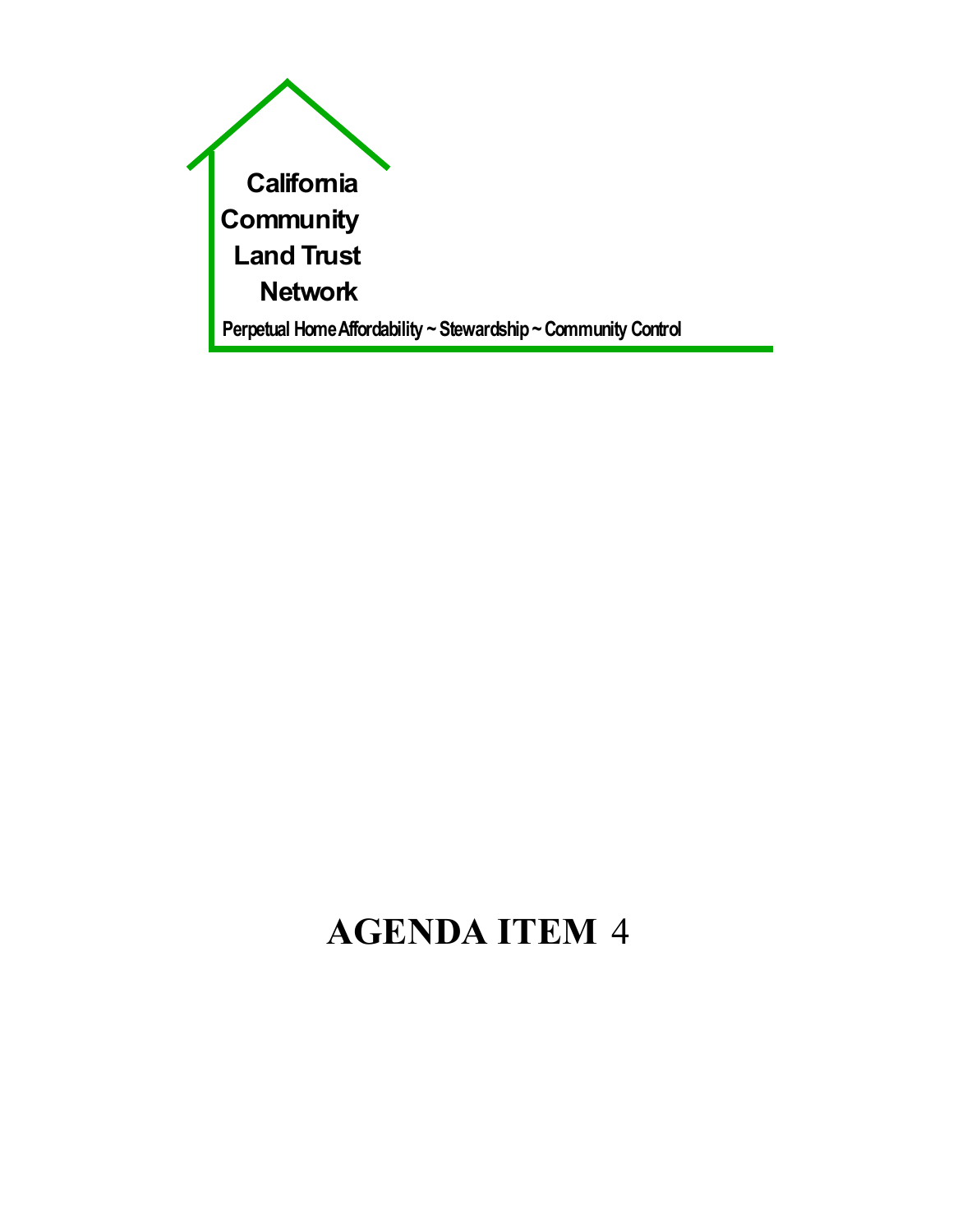California
Community
Land Trust
Network

Perpetual Home Affordability ~ Stewardship ~ Community Control

# AGENDA ITEM 4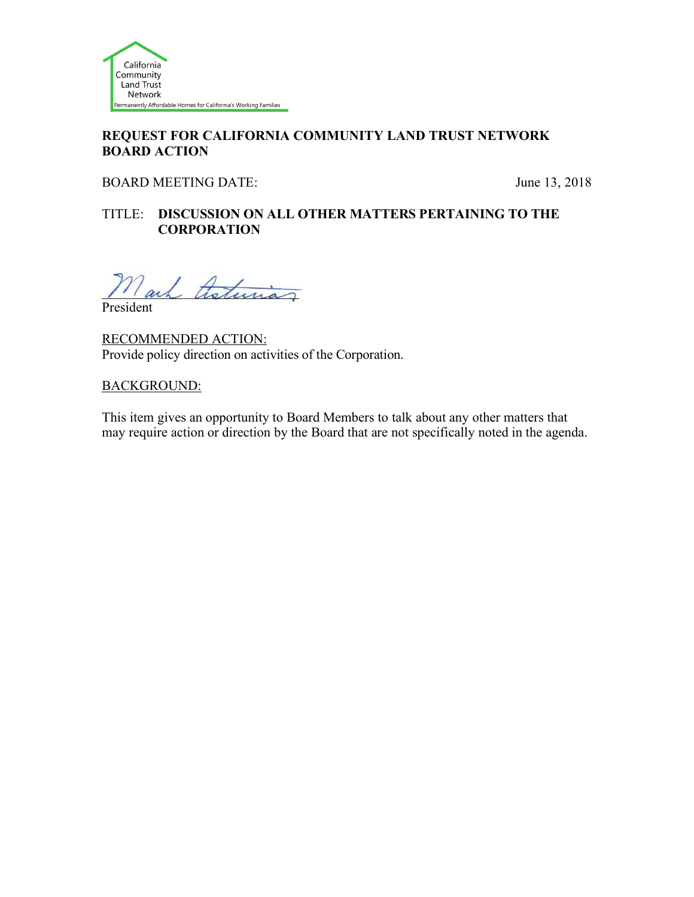California Community Land Trust Network

Permanently Affordable Homes for California's Working Families

**REQUEST FOR CALIFORNIA COMMUNITY LAND TRUST NETWORK BOARD ACTION**

BOARD MEETING DATE: June 13, 2018

TITLE: **DISCUSSION ON ALL OTHER MATTERS PERTAINING TO THE CORPORATION**

Mark Asturias

President

RECOMMENDED ACTION:

Provide policy direction on activities of the Corporation.

BACKGROUND:

This item gives an opportunity to Board Members to talk about any other matters that may require action or direction by the Board that are not specifically noted in the agenda.